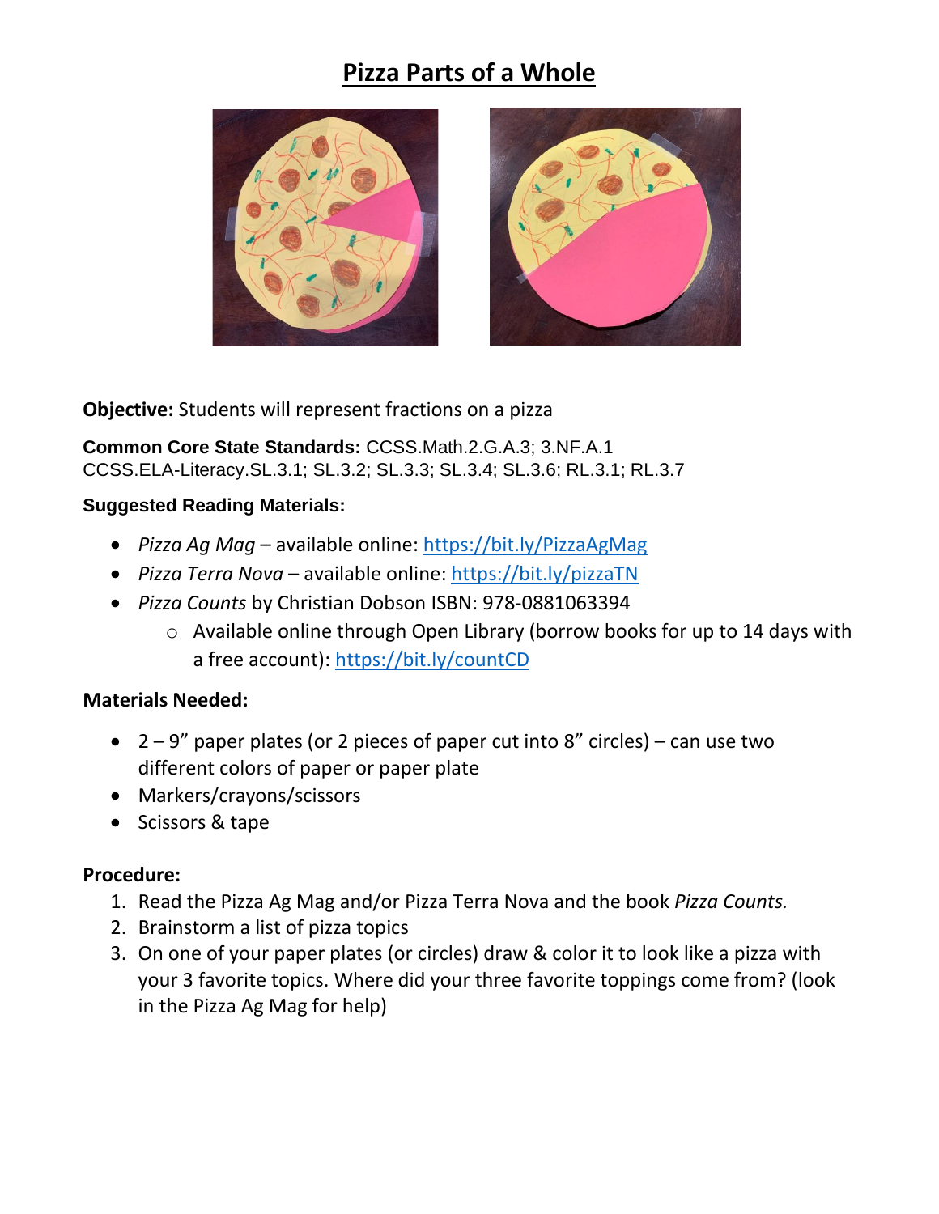# Pizza Parts of a Whole

**Objective:** Students will represent fractions on a pizza

**Common Core State Standards:** CCSS.Math.2.G.A.3; 3.NF.A.1
CCSS.ELA-Literacy.SL.3.1; SL.3.2; SL.3.3; SL.3.4; SL.3.6; RL.3.1; RL.3.7

**Suggested Reading Materials:**

- *Pizza Ag Mag* – available online: https://bit.ly/PizzaAgMag
- *Pizza Terra Nova* – available online: https://bit.ly/pizzaTN
- *Pizza Counts* by Christian Dobson ISBN: 978-0881063394
  - Available online through Open Library (borrow books for up to 14 days with a free account): https://bit.ly/countCD

**Materials Needed:**

- 2 – 9" paper plates (or 2 pieces of paper cut into 8" circles) – can use two different colors of paper or paper plate
- Markers/crayons/scissors
- Scissors & tape

**Procedure:**

1. Read the Pizza Ag Mag and/or Pizza Terra Nova and the book *Pizza Counts.*
2. Brainstorm a list of pizza topics
3. On one of your paper plates (or circles) draw & color it to look like a pizza with your 3 favorite topics. Where did your three favorite toppings come from? (look in the Pizza Ag Mag for help)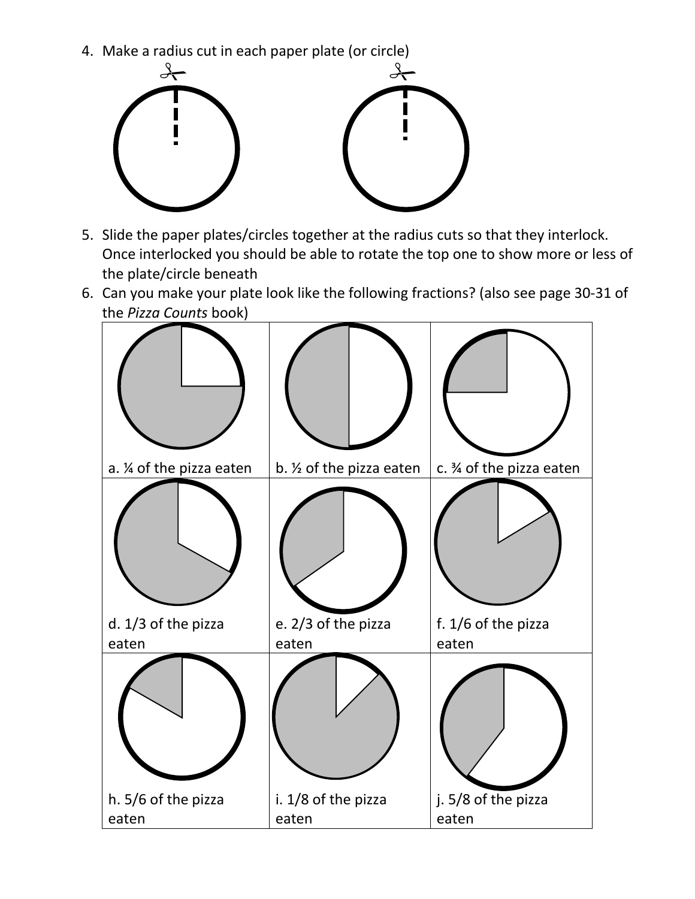4. Make a radius cut in each paper plate (or circle)

5. Slide the paper plates/circles together at the radius cuts so that they interlock. Once interlocked you should be able to rotate the top one to show more or less of the plate/circle beneath

6. Can you make your plate look like the following fractions? (also see page 30-31 of the *Pizza Counts* book)

| | | |
|---|---|---|
| a. ¼ of the pizza eaten | b. ½ of the pizza eaten | c. ¾ of the pizza eaten |
| d. 1/3 of the pizza eaten | e. 2/3 of the pizza eaten | f. 1/6 of the pizza eaten |
| h. 5/6 of the pizza eaten | i. 1/8 of the pizza eaten | j. 5/8 of the pizza eaten |